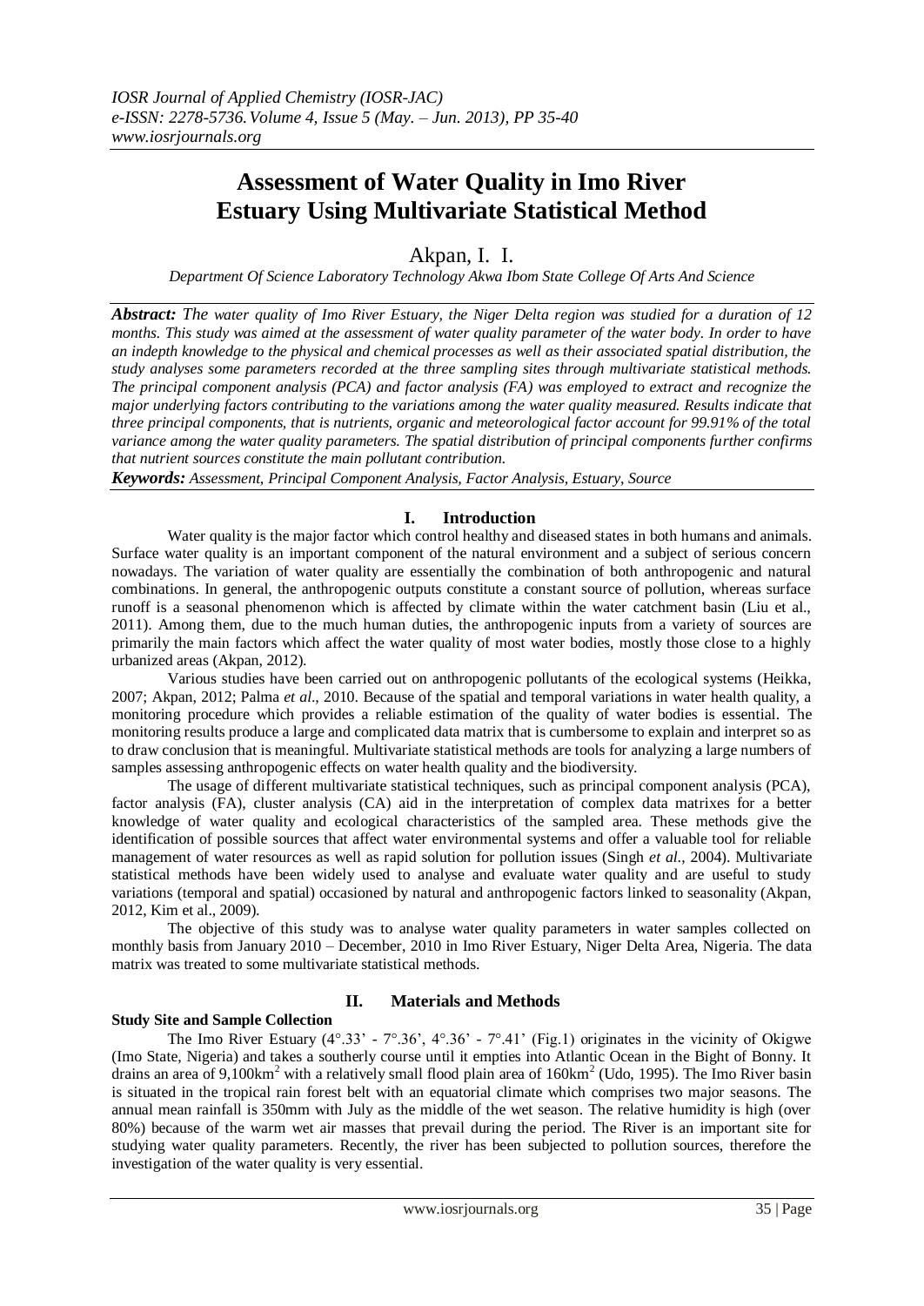# Assessment of Water Quality in Imo River Estuary Using Multivariate Statistical Method

Akpan, I. I.

*Department Of Science Laboratory Technology Akwa Ibom State College Of Arts And Science*

***Abstract:*** *The water quality of Imo River Estuary, the Niger Delta region was studied for a duration of 12 months. This study was aimed at the assessment of water quality parameter of the water body. In order to have an indepth knowledge to the physical and chemical processes as well as their associated spatial distribution, the study analyses some parameters recorded at the three sampling sites through multivariate statistical methods. The principal component analysis (PCA) and factor analysis (FA) was employed to extract and recognize the major underlying factors contributing to the variations among the water quality measured. Results indicate that three principal components, that is nutrients, organic and meteorological factor account for 99.91% of the total variance among the water quality parameters. The spatial distribution of principal components further confirms that nutrient sources constitute the main pollutant contribution.*

***Keywords:*** *Assessment, Principal Component Analysis, Factor Analysis, Estuary, Source*

## I. Introduction

Water quality is the major factor which control healthy and diseased states in both humans and animals. Surface water quality is an important component of the natural environment and a subject of serious concern nowadays. The variation of water quality are essentially the combination of both anthropogenic and natural combinations. In general, the anthropogenic outputs constitute a constant source of pollution, whereas surface runoff is a seasonal phenomenon which is affected by climate within the water catchment basin (Liu et al., 2011). Among them, due to the much human duties, the anthropogenic inputs from a variety of sources are primarily the main factors which affect the water quality of most water bodies, mostly those close to a highly urbanized areas (Akpan, 2012).

Various studies have been carried out on anthropogenic pollutants of the ecological systems (Heikka, 2007; Akpan, 2012; Palma *et al*., 2010. Because of the spatial and temporal variations in water health quality, a monitoring procedure which provides a reliable estimation of the quality of water bodies is essential. The monitoring results produce a large and complicated data matrix that is cumbersome to explain and interpret so as to draw conclusion that is meaningful. Multivariate statistical methods are tools for analyzing a large numbers of samples assessing anthropogenic effects on water health quality and the biodiversity.

The usage of different multivariate statistical techniques, such as principal component analysis (PCA), factor analysis (FA), cluster analysis (CA) aid in the interpretation of complex data matrixes for a better knowledge of water quality and ecological characteristics of the sampled area. These methods give the identification of possible sources that affect water environmental systems and offer a valuable tool for reliable management of water resources as well as rapid solution for pollution issues (Singh *et al*., 2004). Multivariate statistical methods have been widely used to analyse and evaluate water quality and are useful to study variations (temporal and spatial) occasioned by natural and anthropogenic factors linked to seasonality (Akpan, 2012, Kim et al., 2009).

The objective of this study was to analyse water quality parameters in water samples collected on monthly basis from January 2010 – December, 2010 in Imo River Estuary, Niger Delta Area, Nigeria. The data matrix was treated to some multivariate statistical methods.

## II. Materials and Methods

### Study Site and Sample Collection

The Imo River Estuary (4°.33' - 7°.36', 4°.36' - 7°.41') (Fig.1) originates in the vicinity of Okigwe (Imo State, Nigeria) and takes a southerly course until it empties into Atlantic Ocean in the Bight of Bonny. It drains an area of 9,100km$^2$ with a relatively small flood plain area of 160km$^2$ (Udo, 1995). The Imo River basin is situated in the tropical rain forest belt with an equatorial climate which comprises two major seasons. The annual mean rainfall is 350mm with July as the middle of the wet season. The relative humidity is high (over 80%) because of the warm wet air masses that prevail during the period. The River is an important site for studying water quality parameters. Recently, the river has been subjected to pollution sources, therefore the investigation of the water quality is very essential.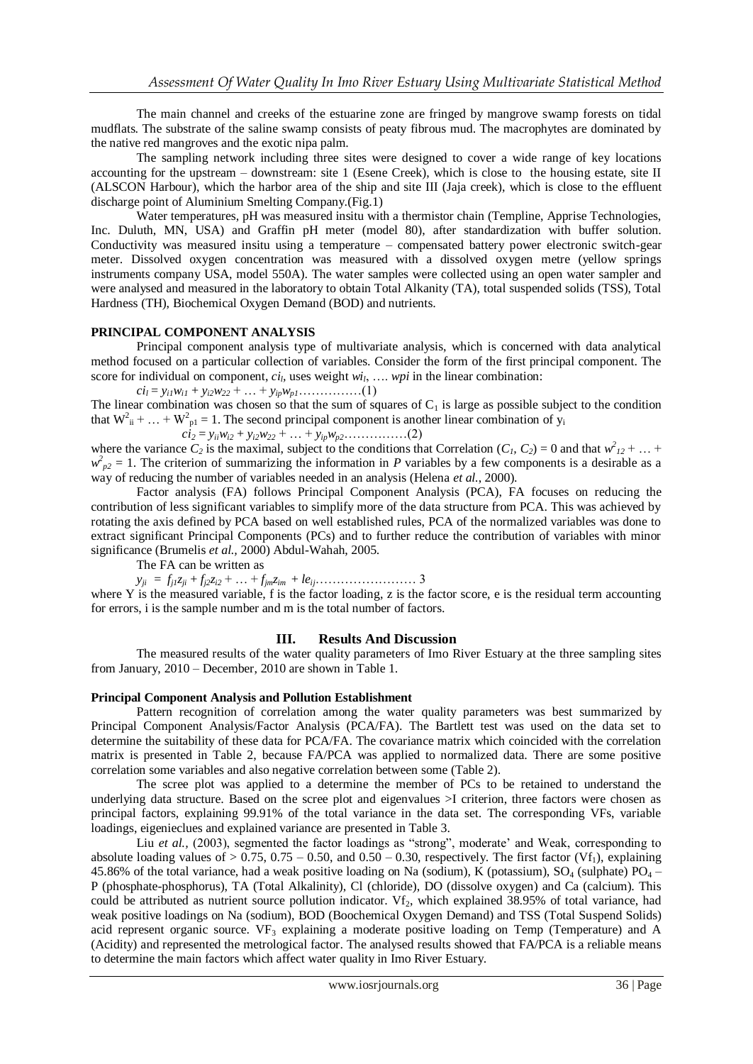The main channel and creeks of the estuarine zone are fringed by mangrove swamp forests on tidal mudflats. The substrate of the saline swamp consists of peaty fibrous mud. The macrophytes are dominated by the native red mangroves and the exotic nipa palm.

The sampling network including three sites were designed to cover a wide range of key locations accounting for the upstream – downstream: site 1 (Esene Creek), which is close to the housing estate, site II (ALSCON Harbour), which the harbor area of the ship and site III (Jaja creek), which is close to the effluent discharge point of Aluminium Smelting Company.(Fig.1)

Water temperatures, pH was measured insitu with a thermistor chain (Templine, Apprise Technologies, Inc. Duluth, MN, USA) and Graffin pH meter (model 80), after standardization with buffer solution. Conductivity was measured insitu using a temperature – compensated battery power electronic switch-gear meter. Dissolved oxygen concentration was measured with a dissolved oxygen metre (yellow springs instruments company USA, model 550A). The water samples were collected using an open water sampler and were analysed and measured in the laboratory to obtain Total Alkanity (TA), total suspended solids (TSS), Total Hardness (TH), Biochemical Oxygen Demand (BOD) and nutrients.

**PRINCIPAL COMPONENT ANALYSIS**

Principal component analysis type of multivariate analysis, which is concerned with data analytical method focused on a particular collection of variables. Consider the form of the first principal component. The score for individual on component, $ci_l$, uses weight $wi_l$, …. $wpi$ in the linear combination:

$ci_l = y_{i1}w_{i1} + y_{i2}w_{22} + \ldots + y_{ip}w_{p1}$……………(1)

The linear combination was chosen so that the sum of squares of $C_1$ is large as possible subject to the condition that $W^2_{ii} + \ldots + W^2_{p1} = 1$. The second principal component is another linear combination of $y_i$

$ci_2 = y_{ii}w_{i2} + y_{i2}w_{22} + \ldots + y_{ip}w_{p2}$……………(2)

where the variance $C_2$ is the maximal, subject to the conditions that Correlation $(C_1, C_2) = 0$ and that $w^2_{12} + \ldots + w^2_{p2} = 1$. The criterion of summarizing the information in *P* variables by a few components is a desirable as a way of reducing the number of variables needed in an analysis (Helena *et al.*, 2000).

Factor analysis (FA) follows Principal Component Analysis (PCA), FA focuses on reducing the contribution of less significant variables to simplify more of the data structure from PCA. This was achieved by rotating the axis defined by PCA based on well established rules, PCA of the normalized variables was done to extract significant Principal Components (PCs) and to further reduce the contribution of variables with minor significance (Brumelis *et al.*, 2000) Abdul-Wahah, 2005.

The FA can be written as

$y_{ji} = f_{j1}z_{ji} + f_{j2}z_{i2} + \ldots + f_{jm}z_{im} + le_{ij}$…………………… 3

where Y is the measured variable, f is the factor loading, z is the factor score, e is the residual term accounting for errors, i is the sample number and m is the total number of factors.

## III. Results And Discussion

The measured results of the water quality parameters of Imo River Estuary at the three sampling sites from January, 2010 – December, 2010 are shown in Table 1.

**Principal Component Analysis and Pollution Establishment**

Pattern recognition of correlation among the water quality parameters was best summarized by Principal Component Analysis/Factor Analysis (PCA/FA). The Bartlett test was used on the data set to determine the suitability of these data for PCA/FA. The covariance matrix which coincided with the correlation matrix is presented in Table 2, because FA/PCA was applied to normalized data. There are some positive correlation some variables and also negative correlation between some (Table 2).

The scree plot was applied to a determine the member of PCs to be retained to understand the underlying data structure. Based on the scree plot and eigenvalues >I criterion, three factors were chosen as principal factors, explaining 99.91% of the total variance in the data set. The corresponding VFs, variable loadings, eigenieclues and explained variance are presented in Table 3.

Liu *et al.,* (2003), segmented the factor loadings as "strong", moderate' and Weak, corresponding to absolute loading values of > 0.75, 0.75 – 0.50, and 0.50 – 0.30, respectively. The first factor ($Vf_1$), explaining 45.86% of the total variance, had a weak positive loading on Na (sodium), K (potassium), $SO_4$ (sulphate) $PO_4$ – P (phosphate-phosphorus), TA (Total Alkalinity), Cl (chloride), DO (dissolve oxygen) and Ca (calcium). This could be attributed as nutrient source pollution indicator. $Vf_2$, which explained 38.95% of total variance, had weak positive loadings on Na (sodium), BOD (Boochemical Oxygen Demand) and TSS (Total Suspend Solids) acid represent organic source. $VF_3$ explaining a moderate positive loading on Temp (Temperature) and A (Acidity) and represented the metrological factor. The analysed results showed that FA/PCA is a reliable means to determine the main factors which affect water quality in Imo River Estuary.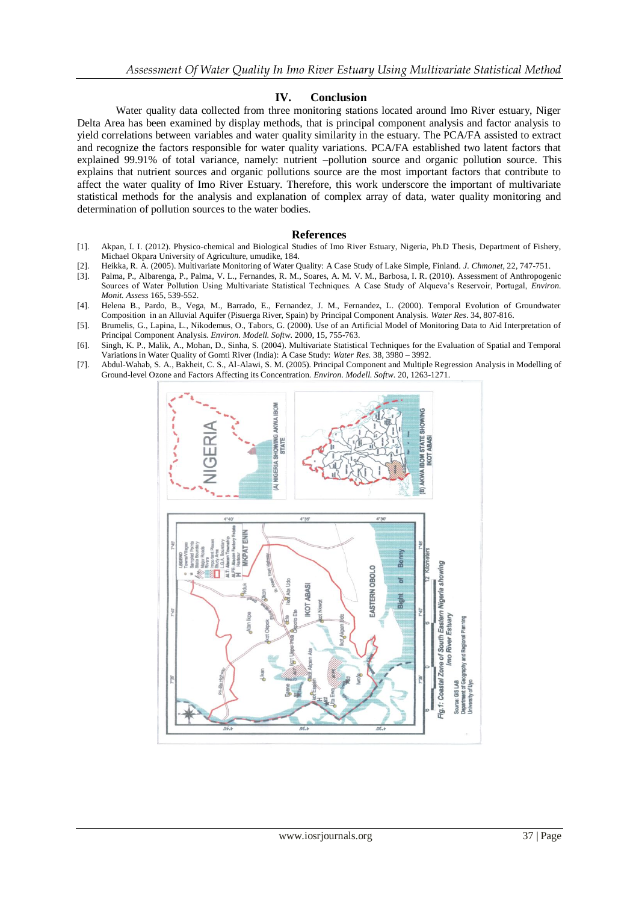## IV. Conclusion

Water quality data collected from three monitoring stations located around Imo River estuary, Niger Delta Area has been examined by display methods, that is principal component analysis and factor analysis to yield correlations between variables and water quality similarity in the estuary. The PCA/FA assisted to extract and recognize the factors responsible for water quality variations. PCA/FA established two latent factors that explained 99.91% of total variance, namely: nutrient –pollution source and organic pollution source. This explains that nutrient sources and organic pollutions source are the most important factors that contribute to affect the water quality of Imo River Estuary. Therefore, this work underscore the important of multivariate statistical methods for the analysis and explanation of complex array of data, water quality monitoring and determination of pollution sources to the water bodies.

## References

[1]. Akpan, I. I. (2012). Physico-chemical and Biological Studies of Imo River Estuary, Nigeria, Ph.D Thesis, Department of Fishery, Michael Okpara University of Agriculture, umudike, 184.

[2]. Heikka, R. A. (2005). Multivariate Monitoring of Water Quality: A Case Study of Lake Simple, Finland. *J. Chmonet*, 22, 747-751.

[3]. Palma, P., Albarenga, P., Palma, V. L., Fernandes, R. M., Soares, A. M. V. M., Barbosa, I. R. (2010). Assessment of Anthropogenic Sources of Water Pollution Using Multivariate Statistical Techniques. A Case Study of Alqueva's Reservoir, Portugal, *Environ. Monit. Assess* 165, 539-552.

[4]. Helena B., Pardo, B., Vega, M., Barrado, E., Fernandez, J. M., Fernandez, L. (2000). Temporal Evolution of Groundwater Composition in an Alluvial Aquifer (Pisuerga River, Spain) by Principal Component Analysis. *Water Res*. 34, 807-816.

[5]. Brumelis, G., Lapina, L., Nikodemus, O., Tabors, G. (2000). Use of an Artificial Model of Monitoring Data to Aid Interpretation of Principal Component Analysis. *Environ. Modell. Softw.* 2000, 15, 755-763.

[6]. Singh, K. P., Malik, A., Mohan, D., Sinha, S. (2004). Multivariate Statistical Techniques for the Evaluation of Spatial and Temporal Variations in Water Quality of Gomti River (India): A Case Study: *Water Res.* 38, 3980 – 3992.

[7]. Abdul-Wahab, S. A., Bakheit, C. S., Al-Alawi, S. M. (2005). Principal Component and Multiple Regression Analysis in Modelling of Ground-level Ozone and Factors Affecting its Concentration. *Environ. Modell. Softw.* 20, 1263-1271.

Fig.1: Coastal Zone of South Eastern Nigeria showing Imo River Estuary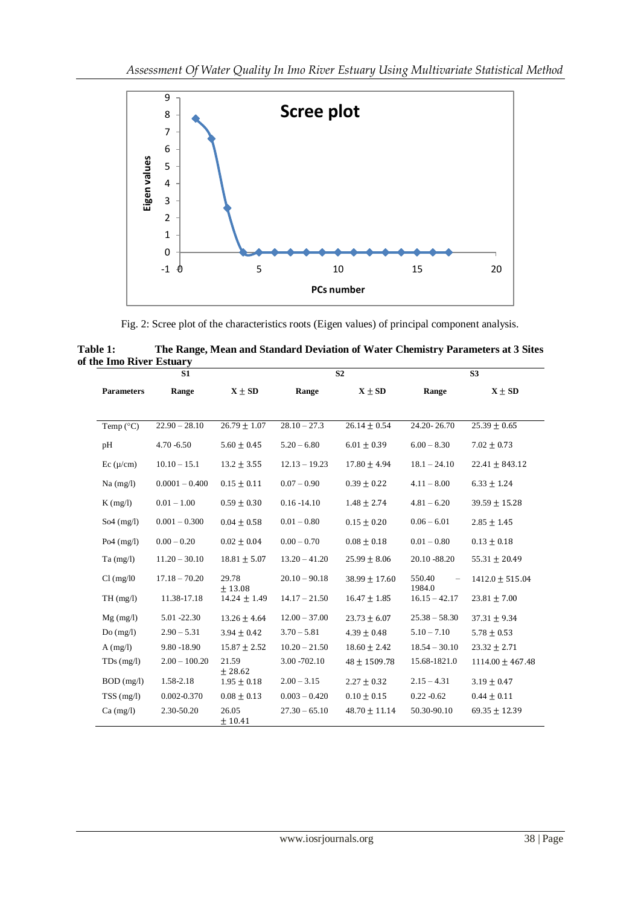Fig. 2: Scree plot of the characteristics roots (Eigen values) of principal component analysis.

**Table 1: The Range, Mean and Standard Deviation of Water Chemistry Parameters at 3 Sites of the Imo River Estuary**

| | S1 | | S2 | | S3 | |
|---|---|---|---|---|---|---|
| **Parameters** | **Range** | **X ± SD** | **Range** | **X ± SD** | **Range** | **X ± SD** |
| Temp (°C) | 22.90 – 28.10 | 26.79 ± 1.07 | 28.10 – 27.3 | 26.14 ± 0.54 | 24.20- 26.70 | 25.39 ± 0.65 |
| pH | 4.70 -6.50 | 5.60 ± 0.45 | 5.20 – 6.80 | 6.01 ± 0.39 | 6.00 – 8.30 | 7.02 ± 0.73 |
| Ec (μ/cm) | 10.10 – 15.1 | 13.2 ± 3.55 | 12.13 – 19.23 | 17.80 ± 4.94 | 18.1 – 24.10 | 22.41 ± 843.12 |
| Na (mg/l) | 0.0001 – 0.400 | 0.15 ± 0.11 | 0.07 – 0.90 | 0.39 ± 0.22 | 4.11 – 8.00 | 6.33 ± 1.24 |
| K (mg/l) | 0.01 – 1.00 | 0.59 ± 0.30 | 0.16 -14.10 | 1.48 ± 2.74 | 4.81 – 6.20 | 39.59 ± 15.28 |
| So4 (mg/l) | 0.001 – 0.300 | 0.04 ± 0.58 | 0.01 – 0.80 | 0.15 ± 0.20 | 0.06 – 6.01 | 2.85 ± 1.45 |
| Po4 (mg/l) | 0.00 – 0.20 | 0.02 ± 0.04 | 0.00 – 0.70 | 0.08 ± 0.18 | 0.01 – 0.80 | 0.13 ± 0.18 |
| Ta (mg/l) | 11.20 – 30.10 | 18.81 ± 5.07 | 13.20 – 41.20 | 25.99 ± 8.06 | 20.10 -88.20 | 55.31 ± 20.49 |
| Cl (mg/l0 | 17.18 – 70.20 | 29.78 ± 13.08 | 20.10 – 90.18 | 38.99 ± 17.60 | 550.40 – 1984.0 | 1412.0 ± 515.04 |
| TH (mg/l) | 11.38-17.18 | 14.24 ± 1.49 | 14.17 – 21.50 | 16.47 ± 1.85 | 16.15 – 42.17 | 23.81 ± 7.00 |
| Mg (mg/l) | 5.01 -22.30 | 13.26 ± 4.64 | 12.00 – 37.00 | 23.73 ± 6.07 | 25.38 – 58.30 | 37.31 ± 9.34 |
| Do (mg/l) | 2.90 – 5.31 | 3.94 ± 0.42 | 3.70 – 5.81 | 4.39 ± 0.48 | 5.10 – 7.10 | 5.78 ± 0.53 |
| A (mg/l) | 9.80 -18.90 | 15.87 ± 2.52 | 10.20 – 21.50 | 18.60 ± 2.42 | 18.54 – 30.10 | 23.32 ± 2.71 |
| TDs (mg/l) | 2.00 – 100.20 | 21.59 ± 28.62 | 3.00 -702.10 | 48 ± 1509.78 | 15.68-1821.0 | 1114.00 ± 467.48 |
| BOD (mg/l) | 1.58-2.18 | 1.95 ± 0.18 | 2.00 – 3.15 | 2.27 ± 0.32 | 2.15 – 4.31 | 3.19 ± 0.47 |
| TSS (mg/l) | 0.002-0.370 | 0.08 ± 0.13 | 0.003 – 0.420 | 0.10 ± 0.15 | 0.22 -0.62 | 0.44 ± 0.11 |
| Ca (mg/l) | 2.30-50.20 | 26.05 ± 10.41 | 27.30 – 65.10 | 48.70 ± 11.14 | 50.30-90.10 | 69.35 ± 12.39 |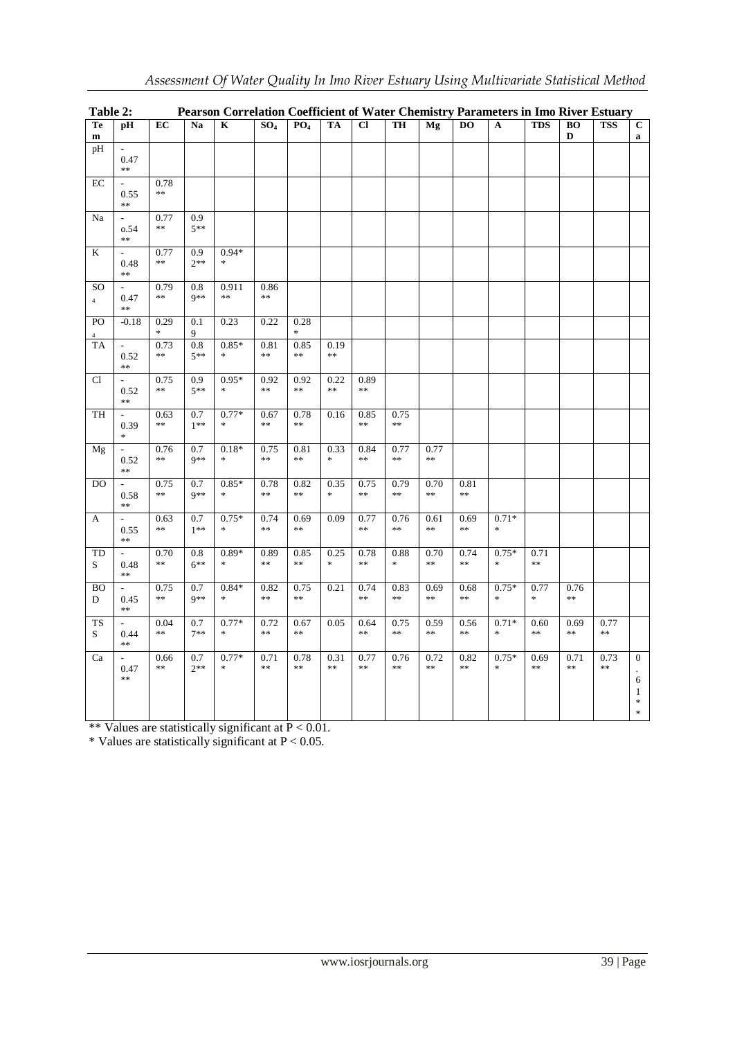**Table 2: Pearson Correlation Coefficient of Water Chemistry Parameters in Imo River Estuary**

| Tem | pH | EC | Na | K | $SO_4$ | $PO_4$ | TA | Cl | TH | Mg | DO | A | TDS | BOD | TSS | Ca |
|---|---|---|---|---|---|---|---|---|---|---|---|---|---|---|---|---|
| pH | -0.47** | | | | | | | | | | | | | | | |
| EC | -0.55** | 0.78** | | | | | | | | | | | | | | |
| Na | -o.54** | 0.77** | 0.95** | | | | | | | | | | | | | |
| K | -0.48** | 0.77** | 0.92** | 0.94** | | | | | | | | | | | | |
| $SO_4$ | -0.47** | 0.79** | 0.89** | 0.911** | 0.86** | | | | | | | | | | | |
| $PO_4$ | -0.18 | 0.29* | 0.19 | 0.23 | 0.22 | 0.28* | | | | | | | | | | |
| TA | -0.52** | 0.73** | 0.85** | 0.85** | 0.81** | 0.85** | 0.19** | | | | | | | | | |
| Cl | -0.52** | 0.75** | 0.95** | 0.95** | 0.92** | 0.92** | 0.22** | 0.89** | | | | | | | | |
| TH | -0.39* | 0.63** | 0.71** | 0.77** | 0.67** | 0.78** | 0.16 | 0.85** | 0.75** | | | | | | | |
| Mg | -0.52** | 0.76** | 0.79** | 0.18** | 0.75** | 0.81** | 0.33* | 0.84** | 0.77** | 0.77** | | | | | | |
| DO | -0.58** | 0.75** | 0.79** | 0.85** | 0.78** | 0.82** | 0.35* | 0.75** | 0.79** | 0.70** | 0.81** | | | | | |
| A | -0.55** | 0.63** | 0.71** | 0.75** | 0.74** | 0.69** | 0.09 | 0.77** | 0.76** | 0.61** | 0.69** | 0.71** | | | | |
| TDS | -0.48** | 0.70** | 0.86** | 0.89** | 0.89** | 0.85** | 0.25* | 0.78** | 0.88* | 0.70** | 0.74** | 0.75** | 0.71** | | | |
| BOD | -0.45** | 0.75** | 0.79** | 0.84** | 0.82** | 0.75** | 0.21 | 0.74** | 0.83** | 0.69** | 0.68** | 0.75** | 0.77* | 0.76** | | |
| TSS | -0.44** | 0.04** | 0.77** | 0.77** | 0.72** | 0.67** | 0.05 | 0.64** | 0.75** | 0.59** | 0.56** | 0.71** | 0.60** | 0.69** | 0.77** | |
| Ca | -0.47** | 0.66** | 0.72** | 0.77** | 0.71** | 0.78** | 0.31** | 0.77** | 0.76** | 0.72** | 0.82** | 0.75** | 0.69** | 0.71** | 0.73** | 0.61** |

** Values are statistically significant at $P < 0.01$.

\* Values are statistically significant at $P < 0.05$.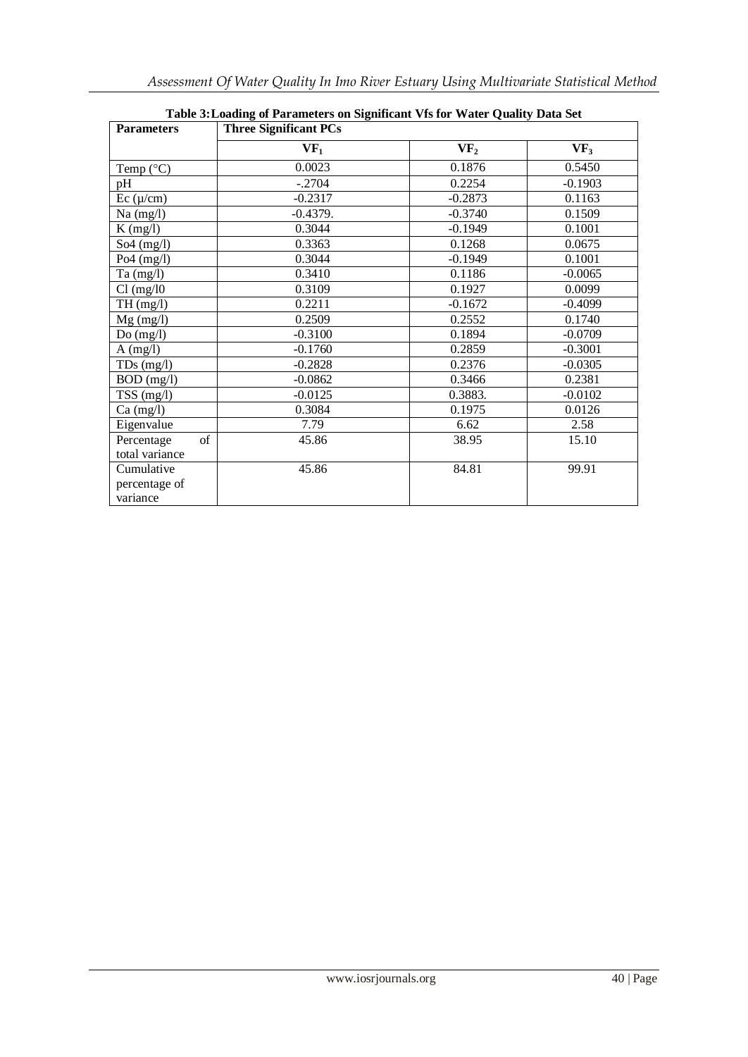**Table 3: Loading of Parameters on Significant Vfs for Water Quality Data Set**

| Parameters | Three Significant PCs | | |
|---|---|---|---|
| | $VF_1$ | $VF_2$ | $VF_3$ |
| Temp (°C) | 0.0023 | 0.1876 | 0.5450 |
| pH | -.2704 | 0.2254 | -0.1903 |
| Ec (µ/cm) | -0.2317 | -0.2873 | 0.1163 |
| Na (mg/l) | -0.4379. | -0.3740 | 0.1509 |
| K (mg/l) | 0.3044 | -0.1949 | 0.1001 |
| So4 (mg/l) | 0.3363 | 0.1268 | 0.0675 |
| Po4 (mg/l) | 0.3044 | -0.1949 | 0.1001 |
| Ta (mg/l) | 0.3410 | 0.1186 | -0.0065 |
| Cl (mg/l0 | 0.3109 | 0.1927 | 0.0099 |
| TH (mg/l) | 0.2211 | -0.1672 | -0.4099 |
| Mg (mg/l) | 0.2509 | 0.2552 | 0.1740 |
| Do (mg/l) | -0.3100 | 0.1894 | -0.0709 |
| A (mg/l) | -0.1760 | 0.2859 | -0.3001 |
| TDs (mg/l) | -0.2828 | 0.2376 | -0.0305 |
| BOD (mg/l) | -0.0862 | 0.3466 | 0.2381 |
| TSS (mg/l) | -0.0125 | 0.3883. | -0.0102 |
| Ca (mg/l) | 0.3084 | 0.1975 | 0.0126 |
| Eigenvalue | 7.79 | 6.62 | 2.58 |
| Percentage of total variance | 45.86 | 38.95 | 15.10 |
| Cumulative percentage of variance | 45.86 | 84.81 | 99.91 |